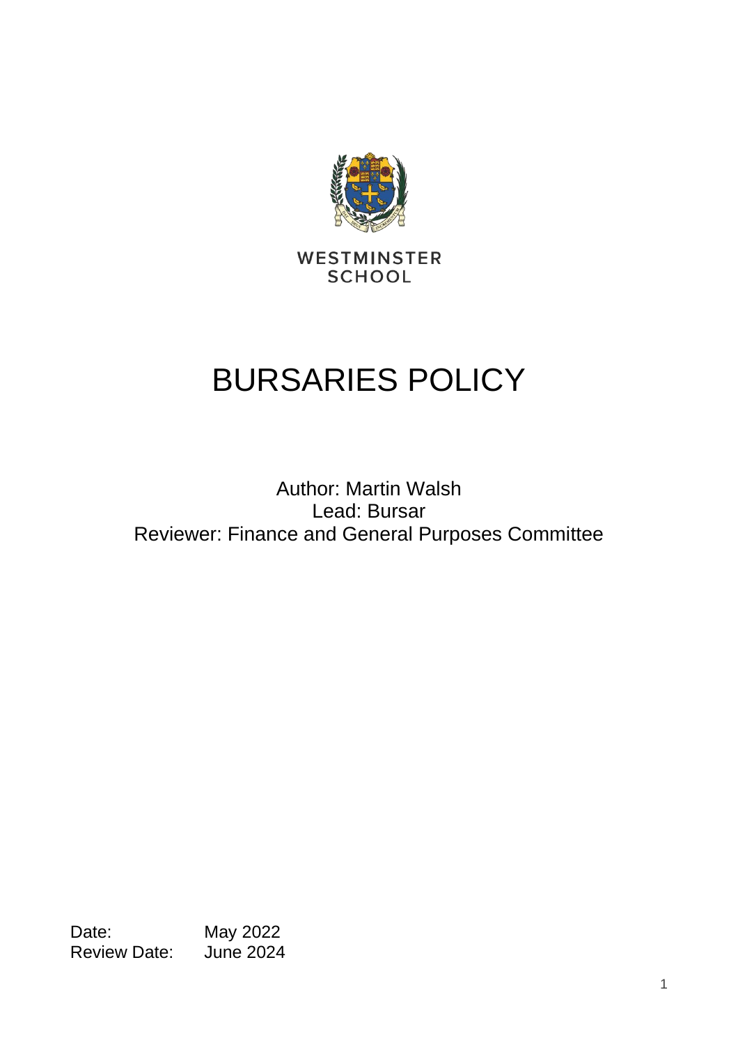WESTMINSTER
SCHOOL

# BURSARIES POLICY

Author: Martin Walsh
Lead: Bursar
Reviewer: Finance and General Purposes Committee

Date: May 2022
Review Date: June 2024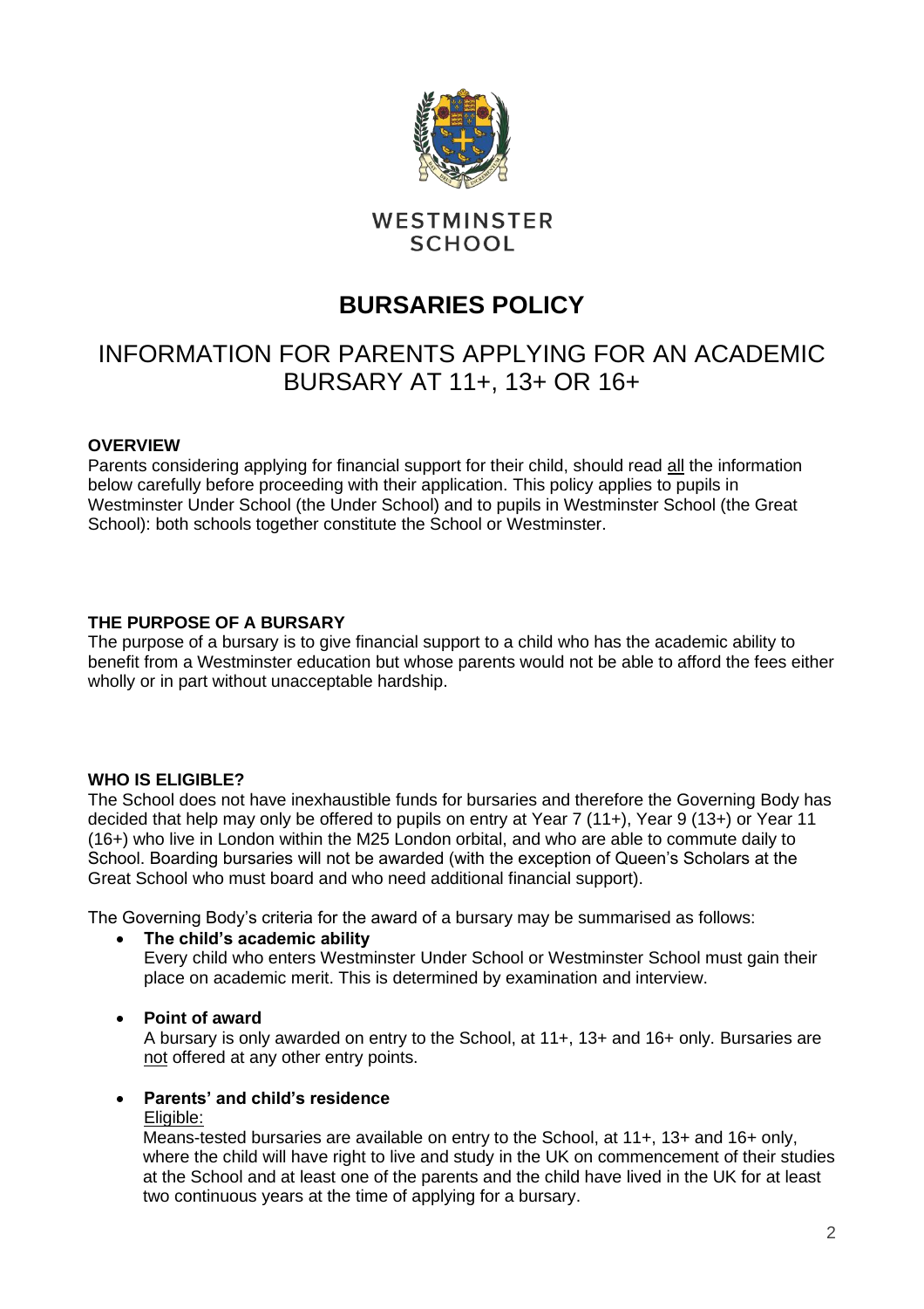WESTMINSTER SCHOOL

# BURSARIES POLICY

## INFORMATION FOR PARENTS APPLYING FOR AN ACADEMIC BURSARY AT 11+, 13+ OR 16+

**OVERVIEW**

Parents considering applying for financial support for their child, should read all the information below carefully before proceeding with their application. This policy applies to pupils in Westminster Under School (the Under School) and to pupils in Westminster School (the Great School): both schools together constitute the School or Westminster.

**THE PURPOSE OF A BURSARY**

The purpose of a bursary is to give financial support to a child who has the academic ability to benefit from a Westminster education but whose parents would not be able to afford the fees either wholly or in part without unacceptable hardship.

**WHO IS ELIGIBLE?**

The School does not have inexhaustible funds for bursaries and therefore the Governing Body has decided that help may only be offered to pupils on entry at Year 7 (11+), Year 9 (13+) or Year 11 (16+) who live in London within the M25 London orbital, and who are able to commute daily to School. Boarding bursaries will not be awarded (with the exception of Queen's Scholars at the Great School who must board and who need additional financial support).

The Governing Body's criteria for the award of a bursary may be summarised as follows:

- **The child's academic ability**
  Every child who enters Westminster Under School or Westminster School must gain their place on academic merit. This is determined by examination and interview.

- **Point of award**
  A bursary is only awarded on entry to the School, at 11+, 13+ and 16+ only. Bursaries are not offered at any other entry points.

- **Parents' and child's residence**
  Eligible:
  Means-tested bursaries are available on entry to the School, at 11+, 13+ and 16+ only, where the child will have right to live and study in the UK on commencement of their studies at the School and at least one of the parents and the child have lived in the UK for at least two continuous years at the time of applying for a bursary.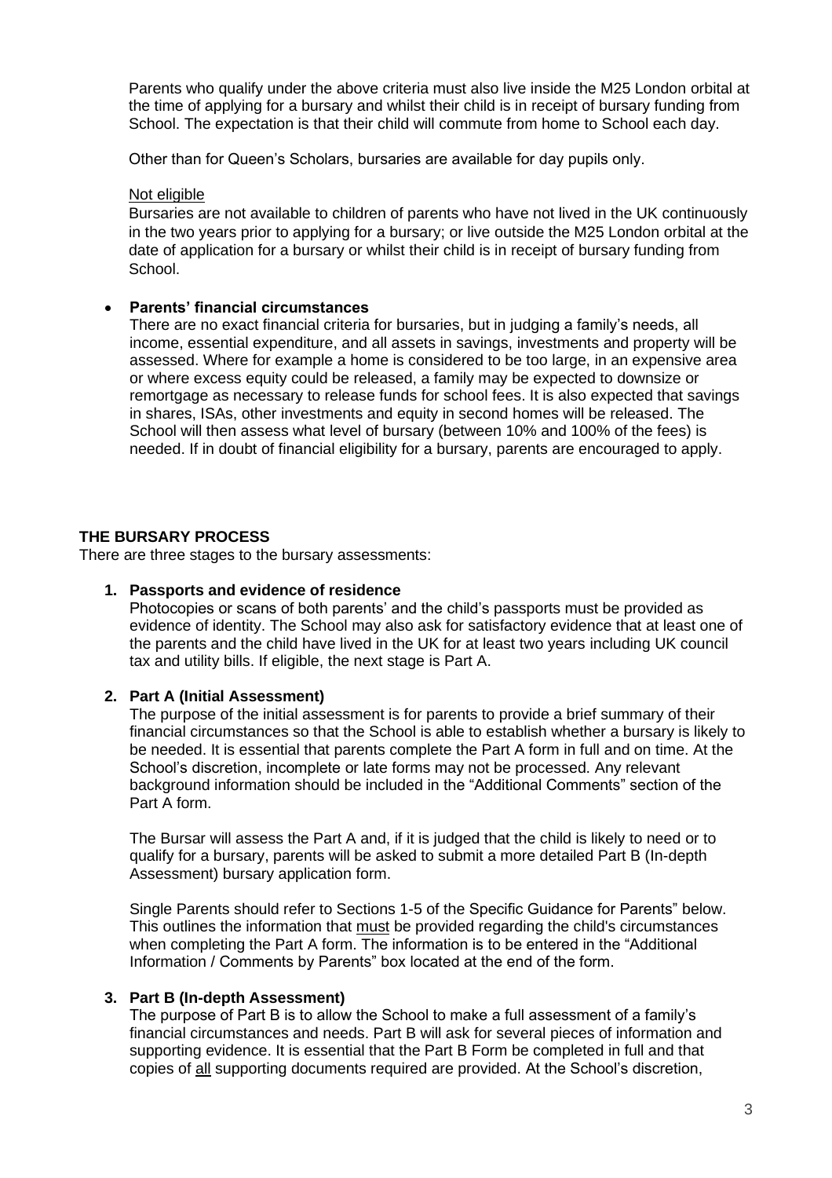Parents who qualify under the above criteria must also live inside the M25 London orbital at the time of applying for a bursary and whilst their child is in receipt of bursary funding from School. The expectation is that their child will commute from home to School each day.

Other than for Queen's Scholars, bursaries are available for day pupils only.

Not eligible

Bursaries are not available to children of parents who have not lived in the UK continuously in the two years prior to applying for a bursary; or live outside the M25 London orbital at the date of application for a bursary or whilst their child is in receipt of bursary funding from School.

- **Parents' financial circumstances**

  There are no exact financial criteria for bursaries, but in judging a family's needs, all income, essential expenditure, and all assets in savings, investments and property will be assessed. Where for example a home is considered to be too large, in an expensive area or where excess equity could be released, a family may be expected to downsize or remortgage as necessary to release funds for school fees. It is also expected that savings in shares, ISAs, other investments and equity in second homes will be released. The School will then assess what level of bursary (between 10% and 100% of the fees) is needed. If in doubt of financial eligibility for a bursary, parents are encouraged to apply.

## THE BURSARY PROCESS

There are three stages to the bursary assessments:

1. **Passports and evidence of residence**

   Photocopies or scans of both parents' and the child's passports must be provided as evidence of identity. The School may also ask for satisfactory evidence that at least one of the parents and the child have lived in the UK for at least two years including UK council tax and utility bills. If eligible, the next stage is Part A.

2. **Part A (Initial Assessment)**

   The purpose of the initial assessment is for parents to provide a brief summary of their financial circumstances so that the School is able to establish whether a bursary is likely to be needed. It is essential that parents complete the Part A form in full and on time. At the School's discretion, incomplete or late forms may not be processed. Any relevant background information should be included in the "Additional Comments" section of the Part A form.

   The Bursar will assess the Part A and, if it is judged that the child is likely to need or to qualify for a bursary, parents will be asked to submit a more detailed Part B (In-depth Assessment) bursary application form.

   Single Parents should refer to Sections 1-5 of the Specific Guidance for Parents" below. This outlines the information that must be provided regarding the child's circumstances when completing the Part A form. The information is to be entered in the "Additional Information / Comments by Parents" box located at the end of the form.

3. **Part B (In-depth Assessment)**

   The purpose of Part B is to allow the School to make a full assessment of a family's financial circumstances and needs. Part B will ask for several pieces of information and supporting evidence. It is essential that the Part B Form be completed in full and that copies of all supporting documents required are provided. At the School's discretion,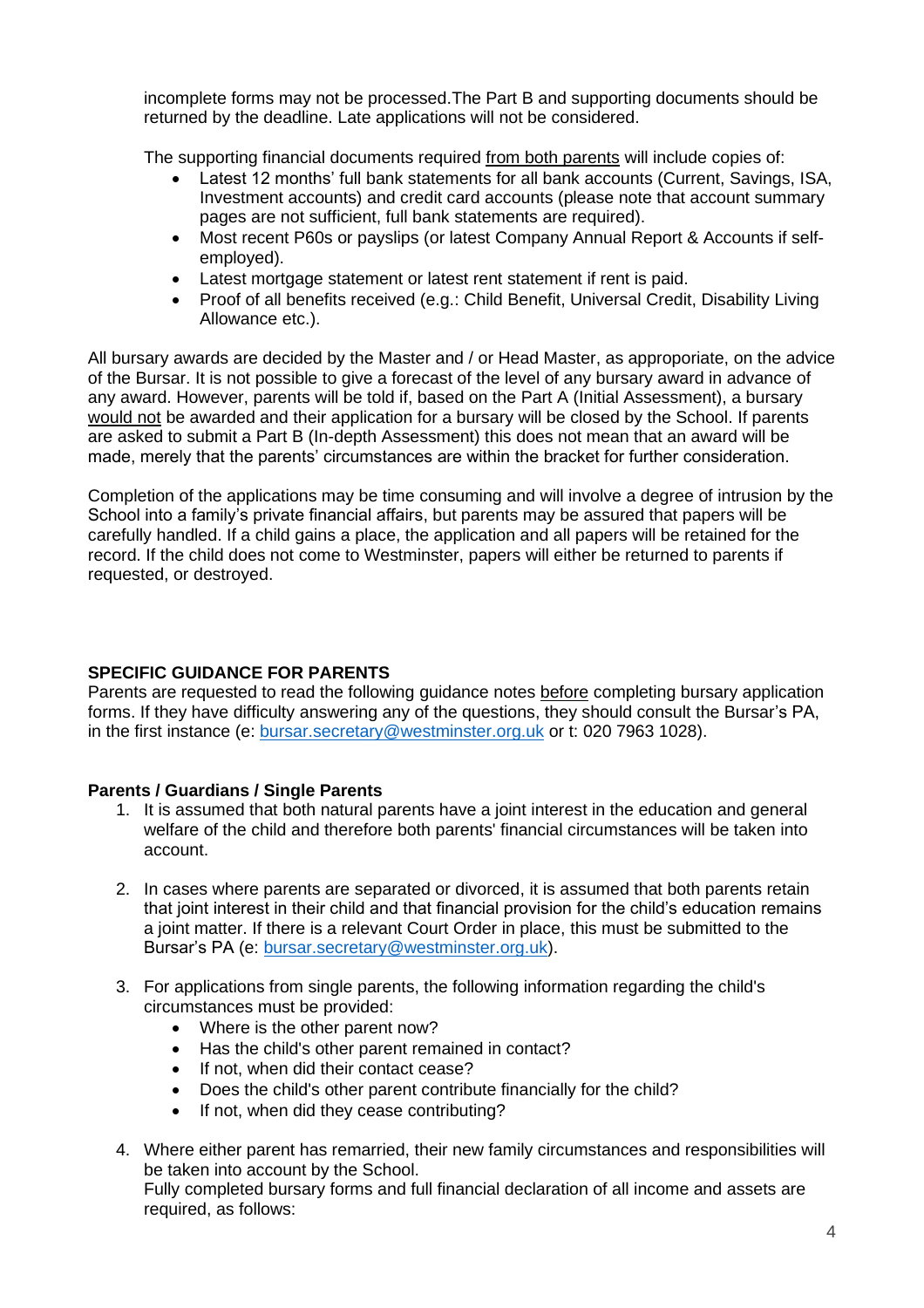incomplete forms may not be processed.The Part B and supporting documents should be returned by the deadline. Late applications will not be considered.

The supporting financial documents required from both parents will include copies of:

- Latest 12 months' full bank statements for all bank accounts (Current, Savings, ISA, Investment accounts) and credit card accounts (please note that account summary pages are not sufficient, full bank statements are required).
- Most recent P60s or payslips (or latest Company Annual Report & Accounts if self-employed).
- Latest mortgage statement or latest rent statement if rent is paid.
- Proof of all benefits received (e.g.: Child Benefit, Universal Credit, Disability Living Allowance etc.).

All bursary awards are decided by the Master and / or Head Master, as approporiate, on the advice of the Bursar. It is not possible to give a forecast of the level of any bursary award in advance of any award. However, parents will be told if, based on the Part A (Initial Assessment), a bursary would not be awarded and their application for a bursary will be closed by the School. If parents are asked to submit a Part B (In-depth Assessment) this does not mean that an award will be made, merely that the parents' circumstances are within the bracket for further consideration.

Completion of the applications may be time consuming and will involve a degree of intrusion by the School into a family's private financial affairs, but parents may be assured that papers will be carefully handled. If a child gains a place, the application and all papers will be retained for the record. If the child does not come to Westminster, papers will either be returned to parents if requested, or destroyed.

## SPECIFIC GUIDANCE FOR PARENTS

Parents are requested to read the following guidance notes before completing bursary application forms. If they have difficulty answering any of the questions, they should consult the Bursar's PA, in the first instance (e: bursar.secretary@westminster.org.uk or t: 020 7963 1028).

### Parents / Guardians / Single Parents

1. It is assumed that both natural parents have a joint interest in the education and general welfare of the child and therefore both parents' financial circumstances will be taken into account.

2. In cases where parents are separated or divorced, it is assumed that both parents retain that joint interest in their child and that financial provision for the child's education remains a joint matter. If there is a relevant Court Order in place, this must be submitted to the Bursar's PA (e: bursar.secretary@westminster.org.uk).

3. For applications from single parents, the following information regarding the child's circumstances must be provided:
   - Where is the other parent now?
   - Has the child's other parent remained in contact?
   - If not, when did their contact cease?
   - Does the child's other parent contribute financially for the child?
   - If not, when did they cease contributing?

4. Where either parent has remarried, their new family circumstances and responsibilities will be taken into account by the School.
   Fully completed bursary forms and full financial declaration of all income and assets are required, as follows: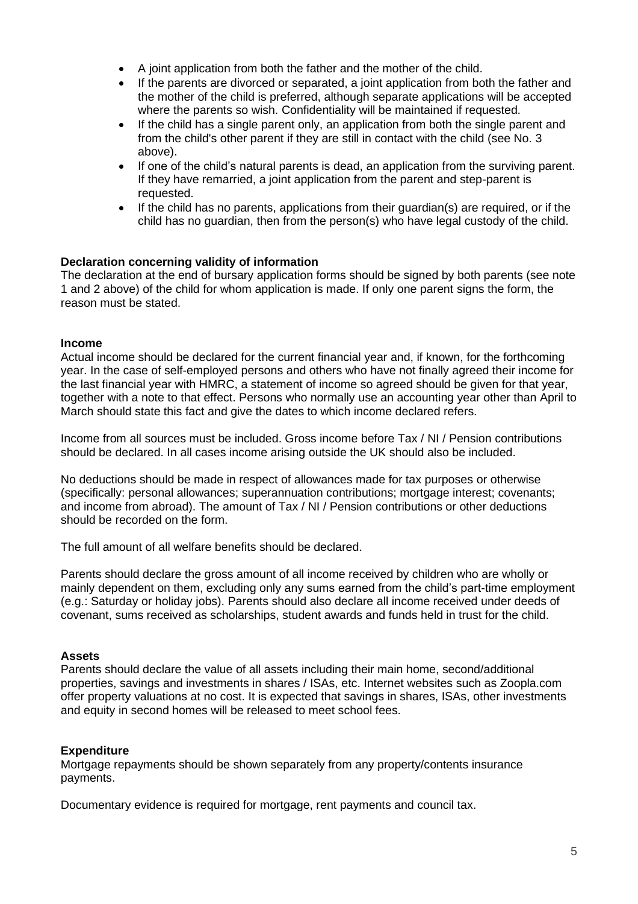- A joint application from both the father and the mother of the child.
- If the parents are divorced or separated, a joint application from both the father and the mother of the child is preferred, although separate applications will be accepted where the parents so wish. Confidentiality will be maintained if requested.
- If the child has a single parent only, an application from both the single parent and from the child's other parent if they are still in contact with the child (see No. 3 above).
- If one of the child's natural parents is dead, an application from the surviving parent. If they have remarried, a joint application from the parent and step-parent is requested.
- If the child has no parents, applications from their guardian(s) are required, or if the child has no guardian, then from the person(s) who have legal custody of the child.

**Declaration concerning validity of information**

The declaration at the end of bursary application forms should be signed by both parents (see note 1 and 2 above) of the child for whom application is made. If only one parent signs the form, the reason must be stated.

**Income**

Actual income should be declared for the current financial year and, if known, for the forthcoming year. In the case of self-employed persons and others who have not finally agreed their income for the last financial year with HMRC, a statement of income so agreed should be given for that year, together with a note to that effect. Persons who normally use an accounting year other than April to March should state this fact and give the dates to which income declared refers.

Income from all sources must be included. Gross income before Tax / NI / Pension contributions should be declared. In all cases income arising outside the UK should also be included.

No deductions should be made in respect of allowances made for tax purposes or otherwise (specifically: personal allowances; superannuation contributions; mortgage interest; covenants; and income from abroad). The amount of Tax / NI / Pension contributions or other deductions should be recorded on the form.

The full amount of all welfare benefits should be declared.

Parents should declare the gross amount of all income received by children who are wholly or mainly dependent on them, excluding only any sums earned from the child's part-time employment (e.g.: Saturday or holiday jobs). Parents should also declare all income received under deeds of covenant, sums received as scholarships, student awards and funds held in trust for the child.

**Assets**

Parents should declare the value of all assets including their main home, second/additional properties, savings and investments in shares / ISAs, etc. Internet websites such as Zoopla.com offer property valuations at no cost. It is expected that savings in shares, ISAs, other investments and equity in second homes will be released to meet school fees.

**Expenditure**

Mortgage repayments should be shown separately from any property/contents insurance payments.

Documentary evidence is required for mortgage, rent payments and council tax.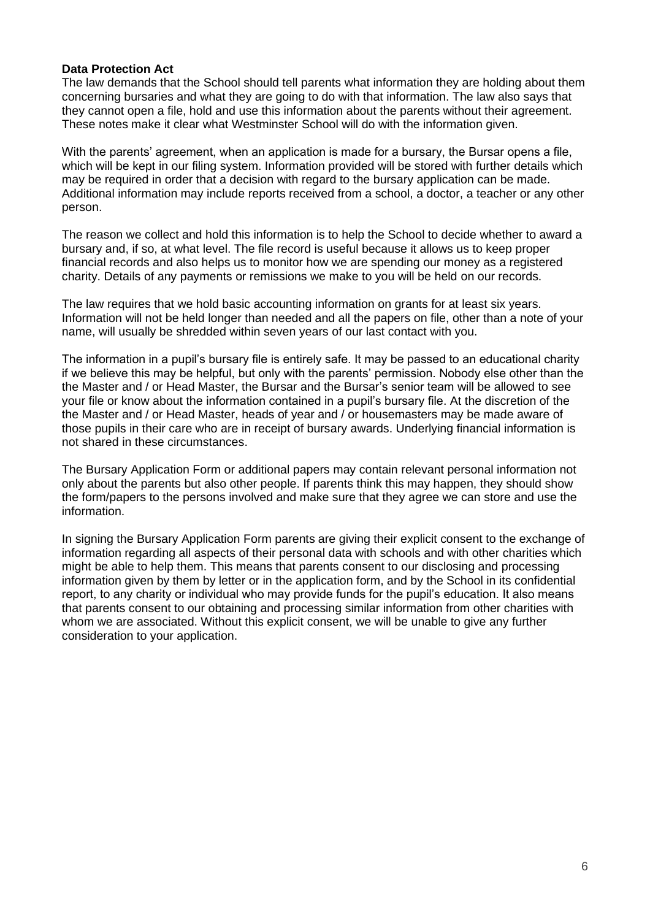**Data Protection Act**

The law demands that the School should tell parents what information they are holding about them concerning bursaries and what they are going to do with that information. The law also says that they cannot open a file, hold and use this information about the parents without their agreement. These notes make it clear what Westminster School will do with the information given.

With the parents' agreement, when an application is made for a bursary, the Bursar opens a file, which will be kept in our filing system. Information provided will be stored with further details which may be required in order that a decision with regard to the bursary application can be made. Additional information may include reports received from a school, a doctor, a teacher or any other person.

The reason we collect and hold this information is to help the School to decide whether to award a bursary and, if so, at what level. The file record is useful because it allows us to keep proper financial records and also helps us to monitor how we are spending our money as a registered charity. Details of any payments or remissions we make to you will be held on our records.

The law requires that we hold basic accounting information on grants for at least six years. Information will not be held longer than needed and all the papers on file, other than a note of your name, will usually be shredded within seven years of our last contact with you.

The information in a pupil's bursary file is entirely safe. It may be passed to an educational charity if we believe this may be helpful, but only with the parents' permission. Nobody else other than the the Master and / or Head Master, the Bursar and the Bursar's senior team will be allowed to see your file or know about the information contained in a pupil's bursary file. At the discretion of the the Master and / or Head Master, heads of year and / or housemasters may be made aware of those pupils in their care who are in receipt of bursary awards. Underlying financial information is not shared in these circumstances.

The Bursary Application Form or additional papers may contain relevant personal information not only about the parents but also other people. If parents think this may happen, they should show the form/papers to the persons involved and make sure that they agree we can store and use the information.

In signing the Bursary Application Form parents are giving their explicit consent to the exchange of information regarding all aspects of their personal data with schools and with other charities which might be able to help them. This means that parents consent to our disclosing and processing information given by them by letter or in the application form, and by the School in its confidential report, to any charity or individual who may provide funds for the pupil's education. It also means that parents consent to our obtaining and processing similar information from other charities with whom we are associated. Without this explicit consent, we will be unable to give any further consideration to your application.